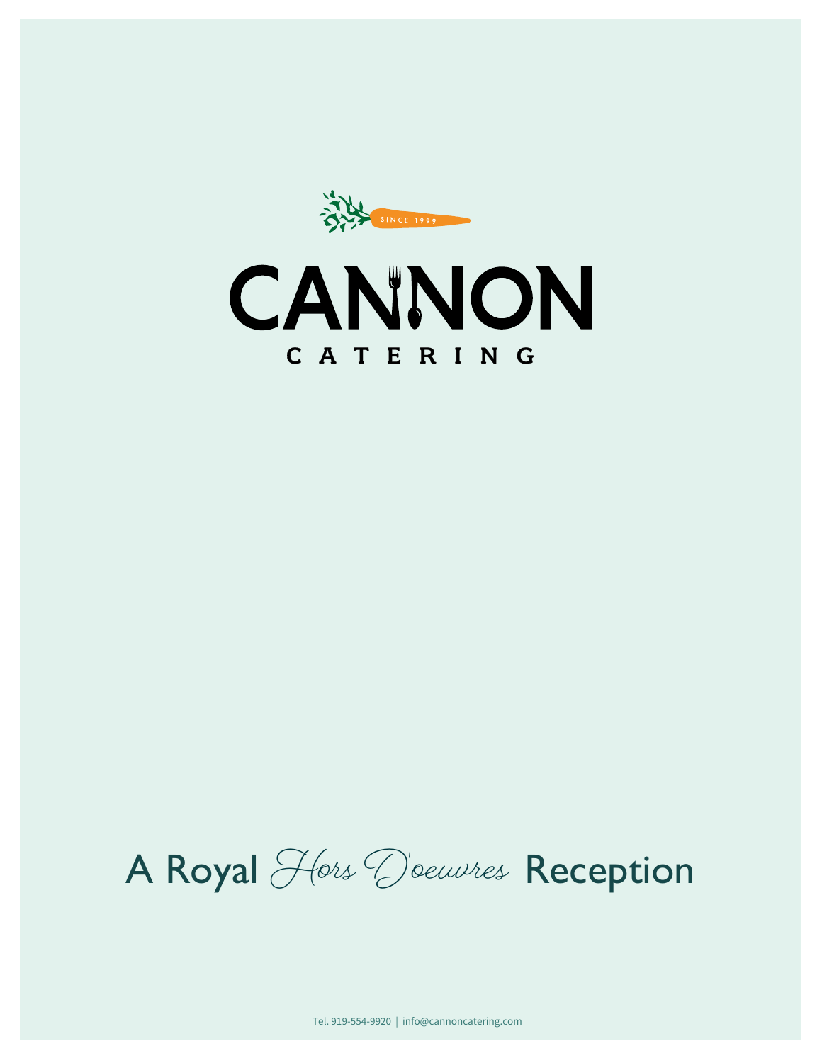SINCE 1999

# CANNON

CATERING

## A Royal *Hors D'oeuvres* Reception

Tel. 919-554-9920 | info@cannoncatering.com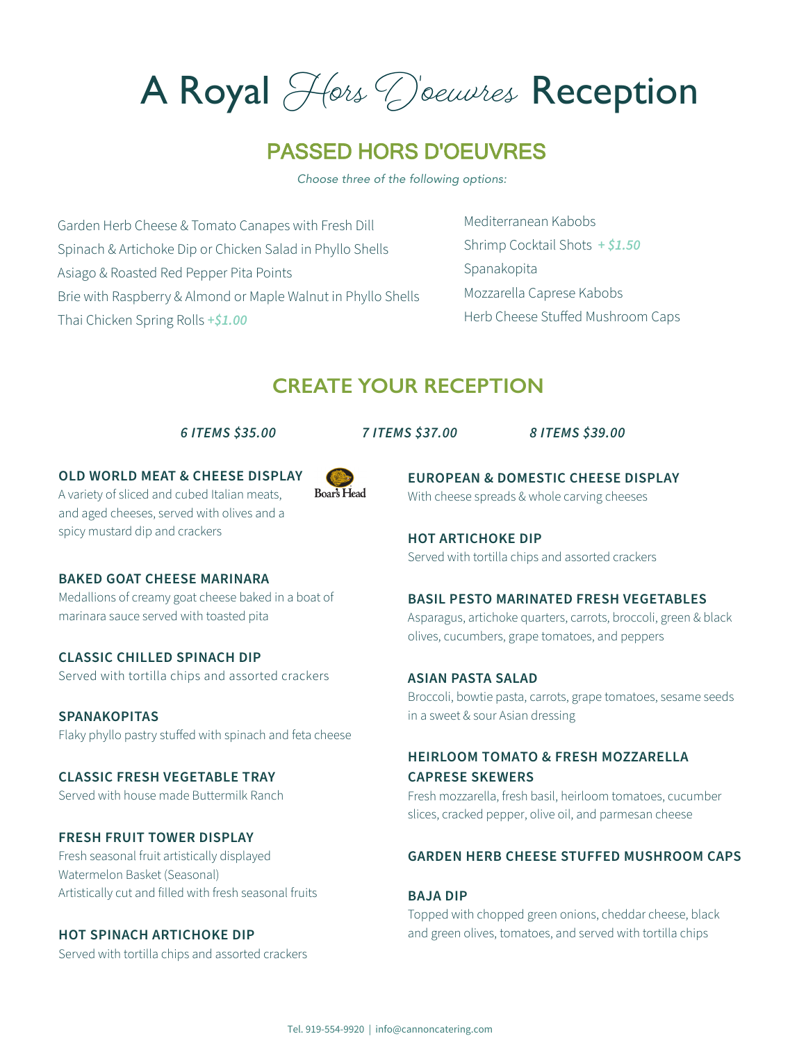# A Royal Hors D'oeuvres Reception

## PASSED HORS D'OEUVRES

*Choose three of the following options:*

- Garden Herb Cheese & Tomato Canapes with Fresh Dill
- Spinach & Artichoke Dip or Chicken Salad in Phyllo Shells
- Asiago & Roasted Red Pepper Pita Points
- Brie with Raspberry & Almond or Maple Walnut in Phyllo Shells
- Thai Chicken Spring Rolls *+$1.00*
- Mediterranean Kabobs
- Shrimp Cocktail Shots *+ $1.50*
- Spanakopita
- Mozzarella Caprese Kabobs
- Herb Cheese Stuffed Mushroom Caps

## CREATE YOUR RECEPTION

***6 ITEMS $35.00*** ***7 ITEMS $37.00*** ***8 ITEMS $39.00***

**OLD WORLD MEAT & CHEESE DISPLAY**
A variety of sliced and cubed Italian meats, and aged cheeses, served with olives and a spicy mustard dip and crackers

Boar's Head

**BAKED GOAT CHEESE MARINARA**
Medallions of creamy goat cheese baked in a boat of marinara sauce served with toasted pita

**CLASSIC CHILLED SPINACH DIP**
Served with tortilla chips and assorted crackers

**SPANAKOPITAS**
Flaky phyllo pastry stuffed with spinach and feta cheese

**CLASSIC FRESH VEGETABLE TRAY**
Served with house made Buttermilk Ranch

**FRESH FRUIT TOWER DISPLAY**
Fresh seasonal fruit artistically displayed
Watermelon Basket (Seasonal)
Artistically cut and filled with fresh seasonal fruits

**HOT SPINACH ARTICHOKE DIP**
Served with tortilla chips and assorted crackers

**EUROPEAN & DOMESTIC CHEESE DISPLAY**
With cheese spreads & whole carving cheeses

**HOT ARTICHOKE DIP**
Served with tortilla chips and assorted crackers

**BASIL PESTO MARINATED FRESH VEGETABLES**
Asparagus, artichoke quarters, carrots, broccoli, green & black olives, cucumbers, grape tomatoes, and peppers

**ASIAN PASTA SALAD**
Broccoli, bowtie pasta, carrots, grape tomatoes, sesame seeds in a sweet & sour Asian dressing

**HEIRLOOM TOMATO & FRESH MOZZARELLA CAPRESE SKEWERS**
Fresh mozzarella, fresh basil, heirloom tomatoes, cucumber slices, cracked pepper, olive oil, and parmesan cheese

**GARDEN HERB CHEESE STUFFED MUSHROOM CAPS**

**BAJA DIP**
Topped with chopped green onions, cheddar cheese, black and green olives, tomatoes, and served with tortilla chips

Tel. 919-554-9920 | info@cannoncatering.com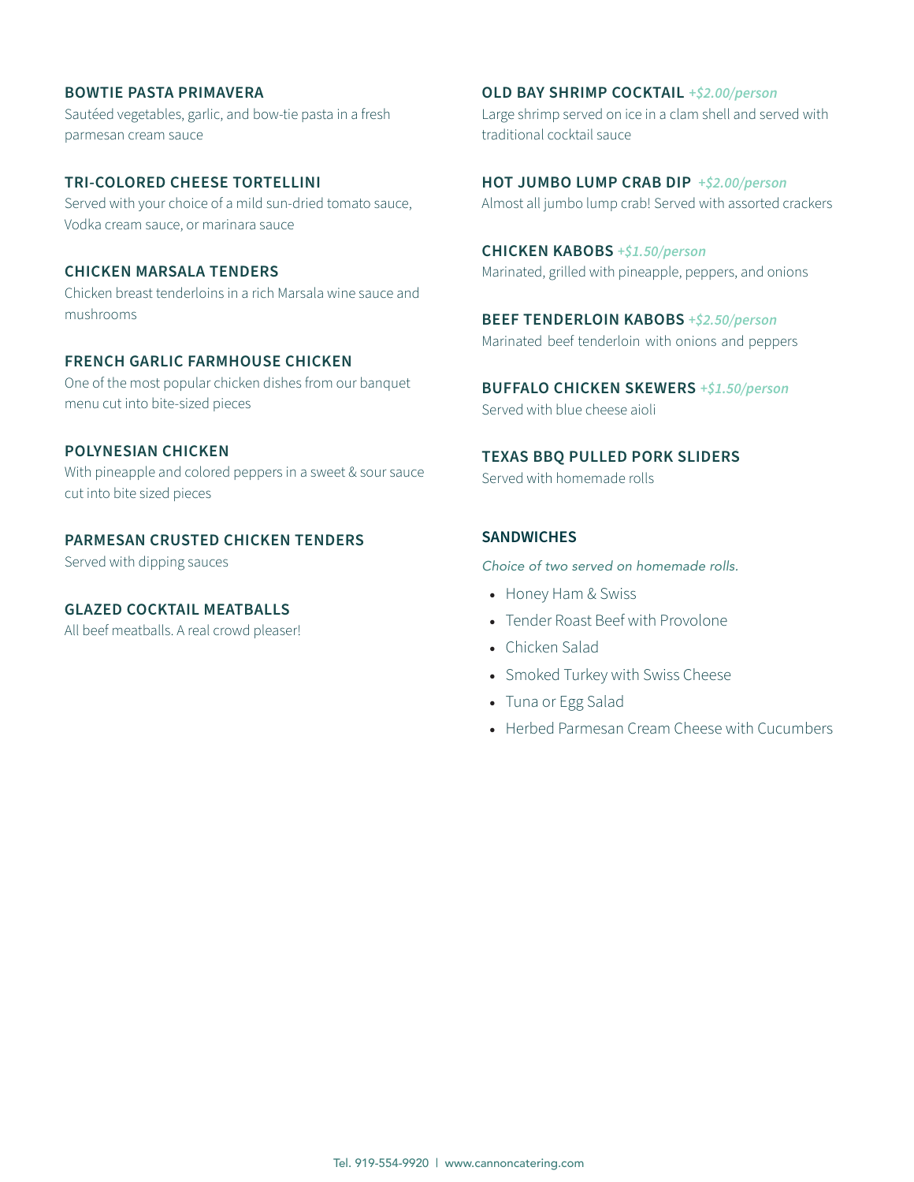### BOWTIE PASTA PRIMAVERA

Sautéed vegetables, garlic, and bow-tie pasta in a fresh parmesan cream sauce

### TRI-COLORED CHEESE TORTELLINI

Served with your choice of a mild sun-dried tomato sauce, Vodka cream sauce, or marinara sauce

### CHICKEN MARSALA TENDERS

Chicken breast tenderloins in a rich Marsala wine sauce and mushrooms

### FRENCH GARLIC FARMHOUSE CHICKEN

One of the most popular chicken dishes from our banquet menu cut into bite-sized pieces

### POLYNESIAN CHICKEN

With pineapple and colored peppers in a sweet & sour sauce cut into bite sized pieces

### PARMESAN CRUSTED CHICKEN TENDERS

Served with dipping sauces

### GLAZED COCKTAIL MEATBALLS

All beef meatballs. A real crowd pleaser!

### OLD BAY SHRIMP COCKTAIL *+$2.00/person*

Large shrimp served on ice in a clam shell and served with traditional cocktail sauce

### HOT JUMBO LUMP CRAB DIP *+$2.00/person*

Almost all jumbo lump crab! Served with assorted crackers

### CHICKEN KABOBS *+$1.50/person*

Marinated, grilled with pineapple, peppers, and onions

### BEEF TENDERLOIN KABOBS *+$2.50/person*

Marinated beef tenderloin with onions and peppers

### BUFFALO CHICKEN SKEWERS *+$1.50/person*

Served with blue cheese aioli

### TEXAS BBQ PULLED PORK SLIDERS

Served with homemade rolls

### SANDWICHES

*Choice of two served on homemade rolls.*

- Honey Ham & Swiss
- Tender Roast Beef with Provolone
- Chicken Salad
- Smoked Turkey with Swiss Cheese
- Tuna or Egg Salad
- Herbed Parmesan Cream Cheese with Cucumbers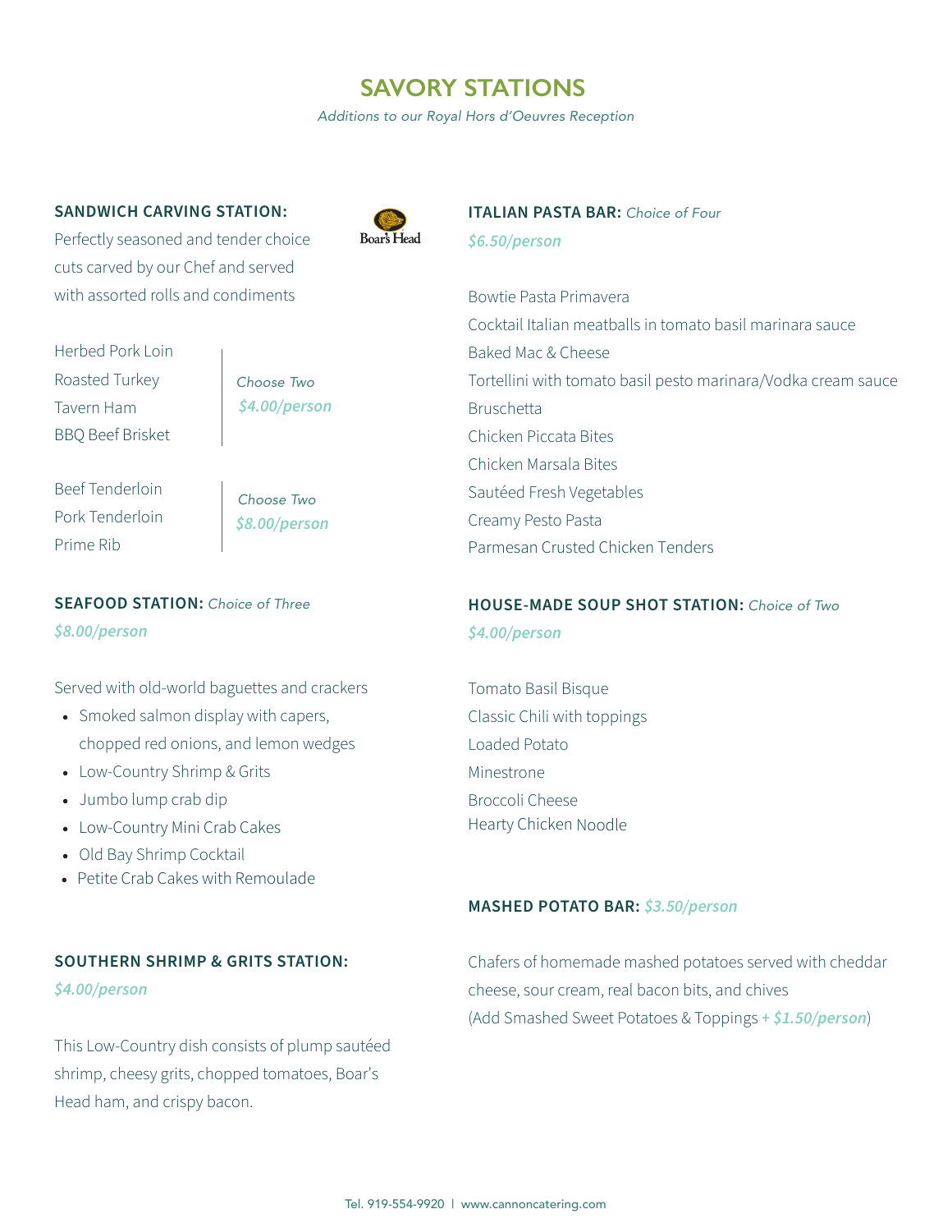# SAVORY STATIONS

*Additions to our Royal Hors d'Oeuvres Reception*

### SANDWICH CARVING STATION:

Perfectly seasoned and tender choice cuts carved by our Chef and served with assorted rolls and condiments

Boar's Head

Herbed Pork Loin
Roasted Turkey
Tavern Ham
BBQ Beef Brisket

*Choose Two*
*$4.00/person*

Beef Tenderloin
Pork Tenderloin
Prime Rib

*Choose Two*
*$8.00/person*

### SEAFOOD STATION: *Choice of Three*

*$8.00/person*

Served with old-world baguettes and crackers

- Smoked salmon display with capers, chopped red onions, and lemon wedges
- Low-Country Shrimp & Grits
- Jumbo lump crab dip
- Low-Country Mini Crab Cakes
- Old Bay Shrimp Cocktail
- Petite Crab Cakes with Remoulade

### SOUTHERN SHRIMP & GRITS STATION:

*$4.00/person*

This Low-Country dish consists of plump sautéed shrimp, cheesy grits, chopped tomatoes, Boar's Head ham, and crispy bacon.

### ITALIAN PASTA BAR: *Choice of Four*

*$6.50/person*

Bowtie Pasta Primavera
Cocktail Italian meatballs in tomato basil marinara sauce
Baked Mac & Cheese
Tortellini with tomato basil pesto marinara/Vodka cream sauce
Bruschetta
Chicken Piccata Bites
Chicken Marsala Bites
Sautéed Fresh Vegetables
Creamy Pesto Pasta
Parmesan Crusted Chicken Tenders

### HOUSE-MADE SOUP SHOT STATION: *Choice of Two*

*$4.00/person*

Tomato Basil Bisque
Classic Chili with toppings
Loaded Potato
Minestrone
Broccoli Cheese
Hearty Chicken Noodle

### MASHED POTATO BAR: *$3.50/person*

Chafers of homemade mashed potatoes served with cheddar cheese, sour cream, real bacon bits, and chives
(Add Smashed Sweet Potatoes & Toppings *+ $1.50/person*)

Tel. 919-554-9920 | www.cannoncatering.com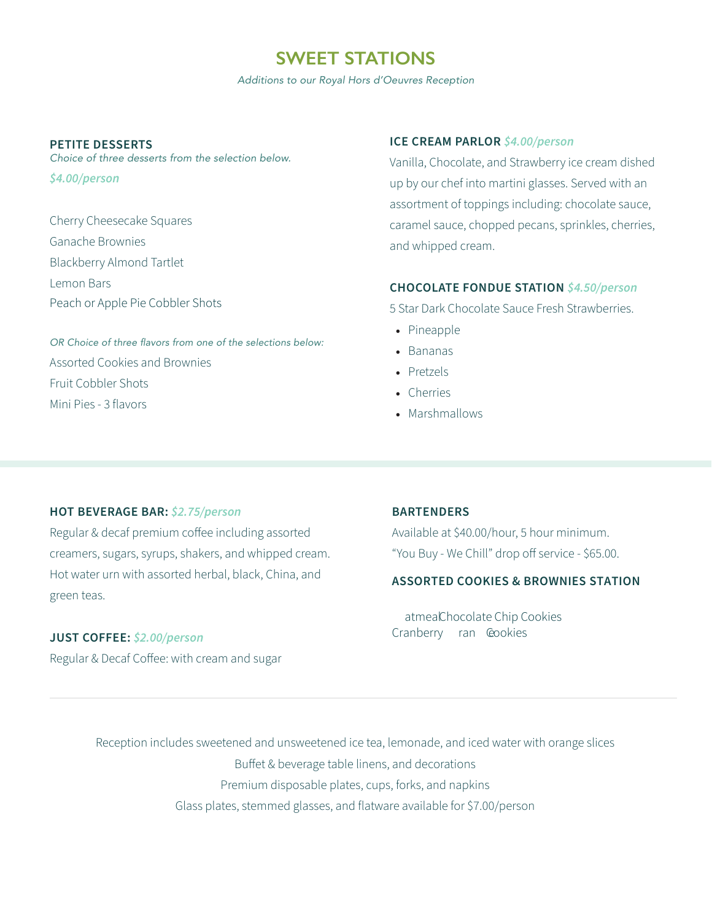# SWEET STATIONS

*Additions to our Royal Hors d'Oeuvres Reception*

### PETITE DESSERTS

*Choice of three desserts from the selection below.*

***$4.00/person***

Cherry Cheesecake Squares
Ganache Brownies
Blackberry Almond Tartlet
Lemon Bars
Peach or Apple Pie Cobbler Shots

*OR Choice of three flavors from one of the selections below:*

Assorted Cookies and Brownies
Fruit Cobbler Shots
Mini Pies - 3 flavors

### ICE CREAM PARLOR *$4.00/person*

Vanilla, Chocolate, and Strawberry ice cream dished up by our chef into martini glasses. Served with an assortment of toppings including: chocolate sauce, caramel sauce, chopped pecans, sprinkles, cherries, and whipped cream.

### CHOCOLATE FONDUE STATION *$4.50/person*

5 Star Dark Chocolate Sauce Fresh Strawberries.

- Pineapple
- Bananas
- Pretzels
- Cherries
- Marshmallows

### HOT BEVERAGE BAR: *$2.75/person*

Regular & decaf premium coffee including assorted creamers, sugars, syrups, shakers, and whipped cream. Hot water urn with assorted herbal, black, China, and green teas.

### JUST COFFEE: *$2.00/person*

Regular & Decaf Coffee: with cream and sugar

### BARTENDERS

Available at $40.00/hour, 5 hour minimum.
"You Buy - We Chill" drop off service - $65.00.

### ASSORTED COOKIES & BROWNIES STATION

atmealChocolate Chip Cookies
Cranberry ran Cookies

---

Reception includes sweetened and unsweetened ice tea, lemonade, and iced water with orange slices
Buffet & beverage table linens, and decorations
Premium disposable plates, cups, forks, and napkins
Glass plates, stemmed glasses, and flatware available for $7.00/person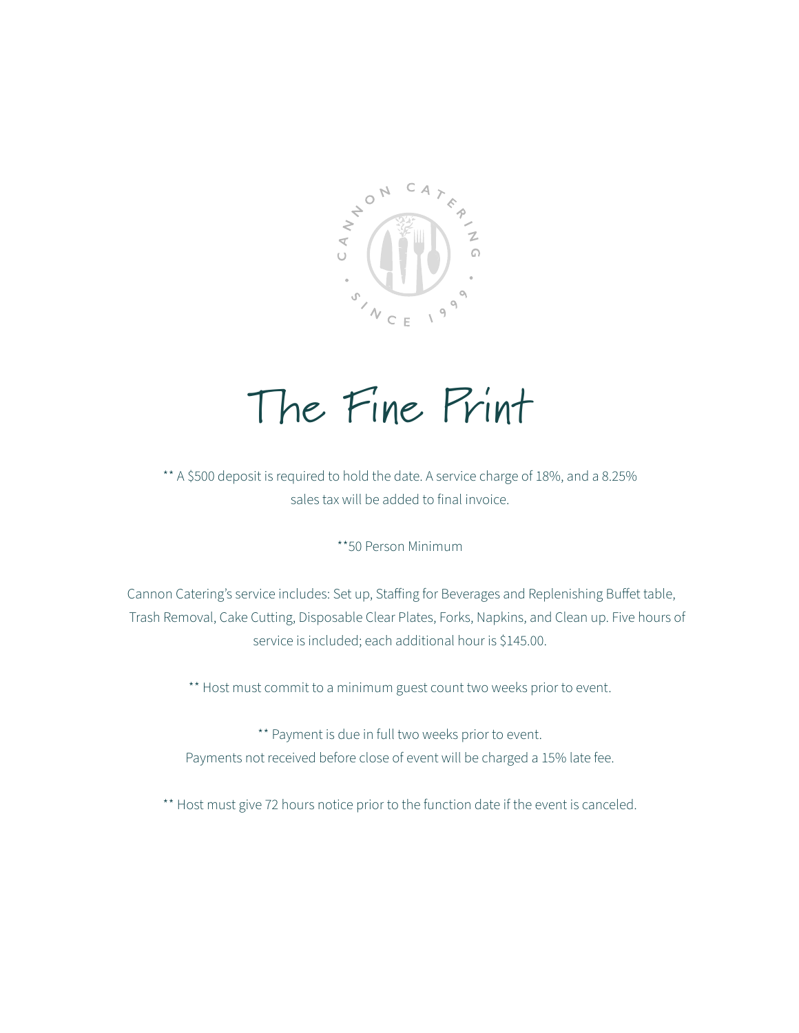# The Fine Print

** A $500 deposit is required to hold the date. A service charge of 18%, and a 8.25% sales tax will be added to final invoice.

**50 Person Minimum

Cannon Catering's service includes: Set up, Staffing for Beverages and Replenishing Buffet table, Trash Removal, Cake Cutting, Disposable Clear Plates, Forks, Napkins, and Clean up. Five hours of service is included; each additional hour is $145.00.

** Host must commit to a minimum guest count two weeks prior to event.

** Payment is due in full two weeks prior to event.
Payments not received before close of event will be charged a 15% late fee.

** Host must give 72 hours notice prior to the function date if the event is canceled.